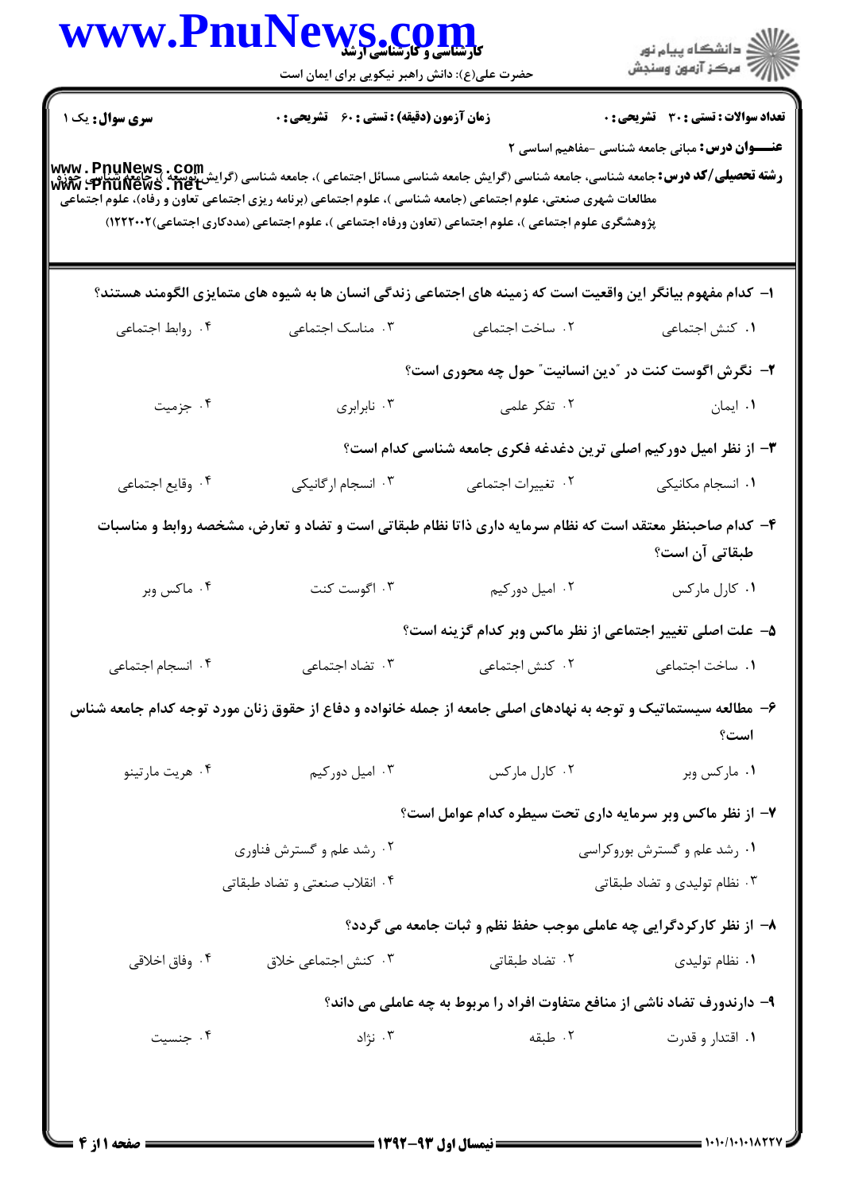کارشناسی و کارشناسی ارشد

حضرت علی(ع): دانش راهبر نیکویی برای ایمان است

دانشگاه پیام نور
مرکز آزمون وسنجش

**سری سوال:** یک ۱ | **زمان آزمون (دقیقه) : تستی : ۶۰ تشریحی : ۰** | **تعداد سوالات : تستی : ۳۰ تشریحی : ۰**

**عنـــوان درس:** مبانی جامعه شناسی -مفاهیم اساسی ۲

**رشته تحصیلی/کد درس:** جامعه شناسی، جامعه شناسی (گرایش جامعه شناسی مسائل اجتماعی )، جامعه شناسی (گرایش توسعه )، جامعه شناسی حوزه مطالعات شهری صنعتی، علوم اجتماعی (جامعه شناسی )، علوم اجتماعی (برنامه ریزی اجتماعی تعاون و رفاه)، علوم اجتماعی پژوهشگری علوم اجتماعی )، علوم اجتماعی (تعاون ورفاه اجتماعی )، علوم اجتماعی (مددکاری اجتماعی)۱۲۲۲۰۰۲)

**۱- کدام مفهوم بیانگر این واقعیت است که زمینه های اجتماعی زندگی انسان ها به شیوه های متمایزی الگومند هستند؟**

۱. کنش اجتماعی ۲. ساخت اجتماعی ۳. مناسک اجتماعی ۴. روابط اجتماعی

**۲- نگرش اگوست کنت در "دین انسانیت" حول چه محوری است؟**

۱. ایمان ۲. تفکر علمی ۳. نابرابری ۴. جزمیت

**۳- از نظر امیل دورکیم اصلی ترین دغدغه فکری جامعه شناسی کدام است؟**

۱. انسجام مکانیکی ۲. تغییرات اجتماعی ۳. انسجام ارگانیکی ۴. وقایع اجتماعی

**۴- کدام صاحبنظر معتقد است که نظام سرمایه داری ذاتا نظام طبقاتی است و تضاد و تعارض، مشخصه روابط و مناسبات طبقاتی آن است؟**

۱. کارل مارکس ۲. امیل دورکیم ۳. اگوست کنت ۴. ماکس وبر

**۵- علت اصلی تغییر اجتماعی از نظر ماکس وبر کدام گزینه است؟**

۱. ساخت اجتماعی ۲. کنش اجتماعی ۳. تضاد اجتماعی ۴. انسجام اجتماعی

**۶- مطالعه سیستماتیک و توجه به نهادهای اصلی جامعه از جمله خانواده و دفاع از حقوق زنان مورد توجه کدام جامعه شناس است؟**

۱. مارکس وبر ۲. کارل مارکس ۳. امیل دورکیم ۴. هریت مارتینو

**۷- از نظر ماکس وبر سرمایه داری تحت سیطره کدام عوامل است؟**

۱. رشد علم و گسترش بوروکراسی
۲. رشد علم و گسترش فناوری
۳. نظام تولیدی و تضاد طبقاتی
۴. انقلاب صنعتی و تضاد طبقاتی

**۸- از نظر کارکردگرایی چه عاملی موجب حفظ نظم و ثبات جامعه می گردد؟**

۱. نظام تولیدی ۲. تضاد طبقاتی ۳. کنش اجتماعی خلاق ۴. وفاق اخلاقی

**۹- دارندورف تضاد ناشی از منافع متفاوت افراد را مربوط به چه عاملی می داند؟**

۱. اقتدار و قدرت ۲. طبقه ۳. نژاد ۴. جنسیت

نیمسال اول ۹۳-۱۳۹۲

۱۰۱۰/۱۰۱۰۱۸۲۲۷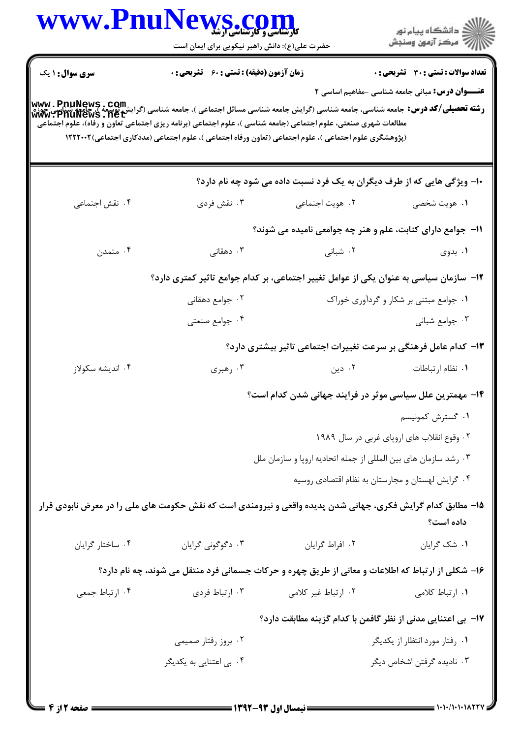**سری سوال:** ۱ یک | **زمان آزمون (دقیقه) : تستی : ۶۰ تشریحی : ۰** | **تعداد سوالات : تستی : ۳۰ تشریحی : ۰**

**عنـــوان درس:** مبانی جامعه شناسی -مفاهیم اساسی ۲

**رشته تحصیلی/کد درس:** جامعه شناسی، جامعه شناسی (گرایش جامعه شناسی مسائل اجتماعی )، جامعه شناسی (گرایش توسعه )، جامعه شناسی- حوزه مطالعات شهری صنعتی، علوم اجتماعی (جامعه شناسی )، علوم اجتماعی (برنامه ریزی اجتماعی تعاون و رفاه)، علوم اجتماعی (پژوهشگری علوم اجتماعی )، علوم اجتماعی (تعاون ورفاه اجتماعی )، علوم اجتماعی (مددکاری اجتماعی)۱۲۲۲۰۰۲

۱۰- ویژگی هایی که از طرف دیگران به یک فرد نسبت داده می شود چه نام دارد؟

۱. هویت شخصی ۲. هویت اجتماعی ۳. نقش فردی ۴. نقش اجتماعی

۱۱- جوامع دارای کتابت، علم و هنر چه جوامعی نامیده می شوند؟

۱. بدوی ۲. شبانی ۳. دهقانی ۴. متمدن

۱۲- سازمان سیاسی به عنوان یکی از عوامل تغییر اجتماعی، بر کدام جوامع تاثیر کمتری دارد؟

۱. جوامع مبتنی بر شکار و گردآوری خوراک
۲. جوامع دهقانی
۳. جوامع شبانی
۴. جوامع صنعتی

۱۳- کدام عامل فرهنگی بر سرعت تغییرات اجتماعی تاثیر بیشتری دارد؟

۱. نظام ارتباطات ۲. دین ۳. رهبری ۴. اندیشه سکولاز

۱۴- مهمترین علل سیاسی موثر در فرایند جهانی شدن کدام است؟

۱. گسترش کمونیسم
۲. وقوع انقلاب های اروپای غربی در سال ۱۹۸۹
۳. رشد سازمان های بین المللی از جمله اتحادیه اروپا و سازمان ملل
۴. گرایش لهستان و مجارستان به نظام اقتصادی روسیه

۱۵- مطابق کدام گرایش فکری، جهانی شدن پدیده واقعی و نیرومندی است که نقش حکومت های ملی را در معرض نابودی قرار داده است؟

۱. شک گرایان ۲. افراط گرایان ۳. دگوگونی گرایان ۴. ساختار گرایان

۱۶- شکلی از ارتباط که اطلاعات و معانی از طریق چهره و حرکات جسمانی فرد منتقل می شوند، چه نام دارد؟

۱. ارتباط کلامی ۲. ارتباط غیر کلامی ۳. ارتباط فردی ۴. ارتباط جمعی

۱۷- بی اعتنایی مدنی از نظر گافمن با کدام گزینه مطابقت دارد؟

۱. رفتار مورد انتظار از یکدیگر
۲. بروز رفتار صمیمی
۳. نادیده گرفتن اشخاص دیگر
۴. بی اعتنایی به یکدیگر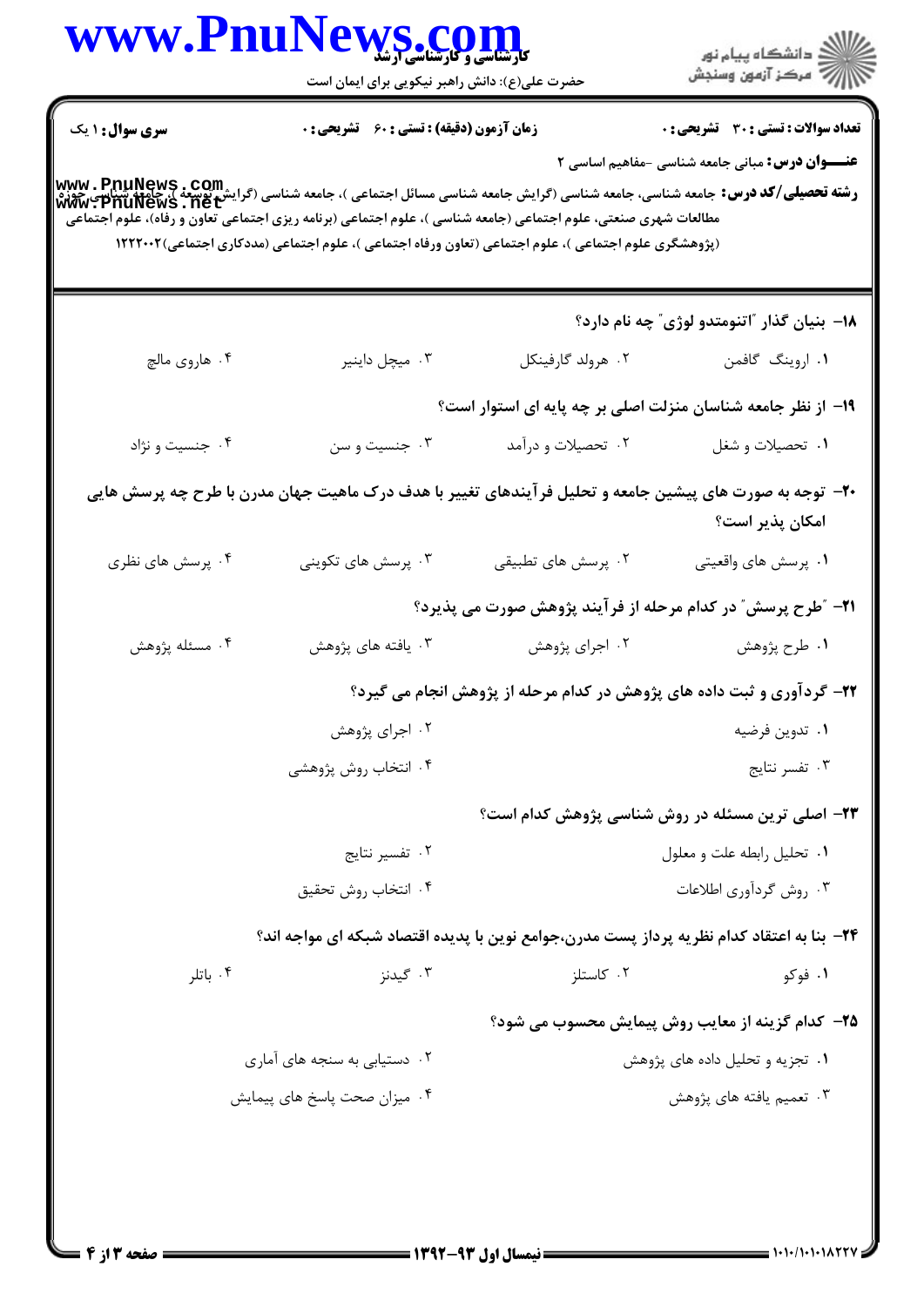**سری سوال:** ۱ یک | **زمان آزمون (دقیقه) : تستی :** ۶۰ **تشریحی :** ۰ | **تعداد سوالات : تستی :** ۳۰ **تشریحی :** ۰

**عنـــوان درس:** مبانی جامعه شناسی -مفاهیم اساسی ۲

**رشته تحصیلی/کد درس:** جامعه شناسی، جامعه شناسی (گرایش جامعه شناسی مسائل اجتماعی )، جامعه شناسی (گرایش توسعه )، جامعه شناسی-حوزه مطالعات شهری صنعتی، علوم اجتماعی (جامعه شناسی )، علوم اجتماعی (برنامه ریزی اجتماعی تعاون و رفاه)، علوم اجتماعی (پژوهشگری علوم اجتماعی )، علوم اجتماعی (تعاون ورفاه اجتماعی )، علوم اجتماعی (مددکاری اجتماعی)۱۲۲۲۰۰۲

۱۸- بنیان گذار "اتنومتدو لوژی" چه نام دارد؟

۱. اروینگ گافمن
۲. هرولد گارفینکل
۳. میچل داینیر
۴. هاروی مالچ

۱۹- از نظر جامعه شناسان منزلت اصلی بر چه پایه ای استوار است؟

۱. تحصیلات و شغل
۲. تحصیلات و درآمد
۳. جنسیت و سن
۴. جنسیت و نژاد

۲۰- توجه به صورت های پیشین جامعه و تحلیل فرآیندهای تغییر با هدف درک ماهیت جهان مدرن با طرح چه پرسش هایی امکان پذیر است؟

۱. پرسش های واقعیتی
۲. پرسش های تطبیقی
۳. پرسش های تکوینی
۴. پرسش های نظری

۲۱- "طرح پرسش" در کدام مرحله از فرآیند پژوهش صورت می پذیرد؟

۱. طرح پژوهش
۲. اجرای پژوهش
۳. یافته های پژوهش
۴. مسئله پژوهش

۲۲- گردآوری و ثبت داده های پژوهش در کدام مرحله از پژوهش انجام می گیرد؟

۱. تدوین فرضیه
۲. اجرای پژوهش
۳. تفسر نتایج
۴. انتخاب روش پژوهشی

۲۳- اصلی ترین مسئله در روش شناسی پژوهش کدام است؟

۱. تحلیل رابطه علت و معلول
۲. تفسیر نتایج
۳. روش گردآوری اطلاعات
۴. انتخاب روش تحقیق

۲۴- بنا به اعتقاد کدام نظریه پرداز پست مدرن،جوامع نوین با پدیده اقتصاد شبکه ای مواجه اند؟

۱. فوکو
۲. کاستلز
۳. گیدنز
۴. باتلر

۲۵- کدام گزینه از معایب روش پیمایش محسوب می شود؟

۱. تجزیه و تحلیل داده های پژوهش
۲. دستیابی به سنجه های آماری
۳. تعمیم یافته های پژوهش
۴. میزان صحت پاسخ های پیمایش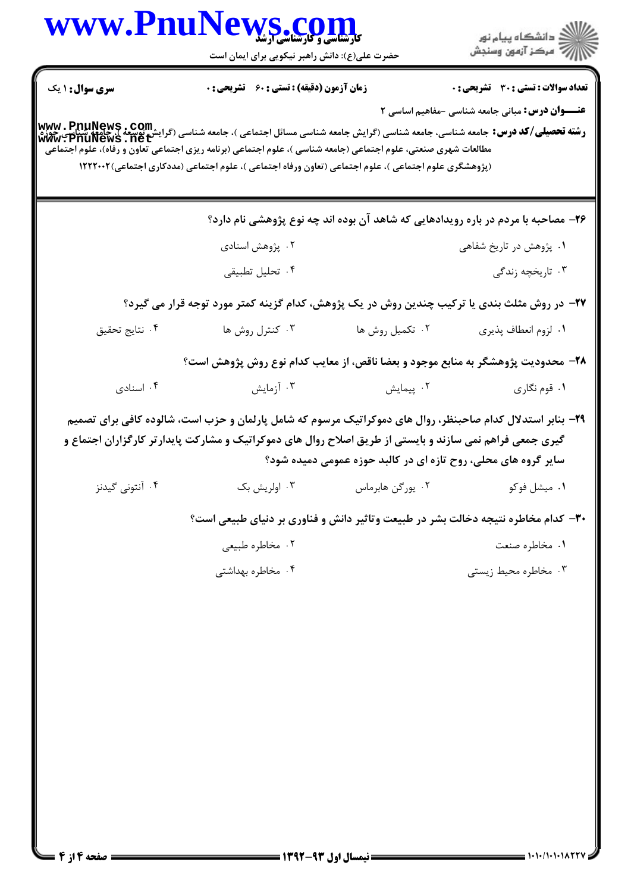**سری سوال:** ۱ یک

**زمان آزمون (دقیقه) : تستی :** ۶۰ **تشریحی :** ۰

**تعداد سوالات : تستی :** ۳۰ **تشریحی :** ۰

**عنـــوان درس:** مبانی جامعه شناسی -مفاهیم اساسی ۲

**رشته تحصیلی/کد درس:** جامعه شناسی، جامعه شناسی (گرایش جامعه شناسی مسائل اجتماعی )، جامعه شناسی (گرایش توسعه )، جامعه شناسی حوزه مطالعات شهری صنعتی، علوم اجتماعی (جامعه شناسی )، علوم اجتماعی (برنامه ریزی اجتماعی تعاون و رفاه)، علوم اجتماعی (پژوهشگری علوم اجتماعی )، علوم اجتماعی (تعاون ورفاه اجتماعی )، علوم اجتماعی (مددکاری اجتماعی)۱۲۲۲۰۰۲

**۲۶- مصاحبه با مردم در باره رویدادهایی که شاهد آن بوده اند چه نوع پژوهشی نام دارد؟**

۱. پژوهش در تاریخ شفاهی

۲. پژوهش اسنادی

۳. تاریخچه زندگی

۴. تحلیل تطبیقی

**۲۷- در روش مثلث بندی یا ترکیب چندین روش در یک پژوهش، کدام گزینه کمتر مورد توجه قرار می گیرد؟**

۱. لزوم انعطاف پذیری

۲. تکمیل روش ها

۳. کنترل روش ها

۴. نتایج تحقیق

**۲۸- محدودیت پژوهشگر به منابع موجود و بعضا ناقص، از معایب کدام نوع روش پژوهش است؟**

۱. قوم نگاری

۲. پیمایش

۳. آزمایش

۴. اسنادی

**۲۹- بنابر استدلال کدام صاحبنظر، روال های دموکراتیک مرسوم که شامل پارلمان و حزب است، شالوده کافی برای تصمیم گیری جمعی فراهم نمی سازند و بایستی از طریق اصلاح روال های دموکراتیک و مشارکت پایدارتر کارگزاران اجتماع و سایر گروه های محلی، روح تازه ای در کالبد حوزه عمومی دمیده شود؟**

۱. میشل فوکو

۲. یورگن هابرماس

۳. اولریش بک

۴. آنتونی گیدنز

**۳۰- کدام مخاطره نتیجه دخالت بشر در طبیعت وتاثیر دانش و فناوری بر دنیای طبیعی است؟**

۱. مخاطره صنعت

۲. مخاطره طبیعی

۳. مخاطره محیط زیستی

۴. مخاطره بهداشتی